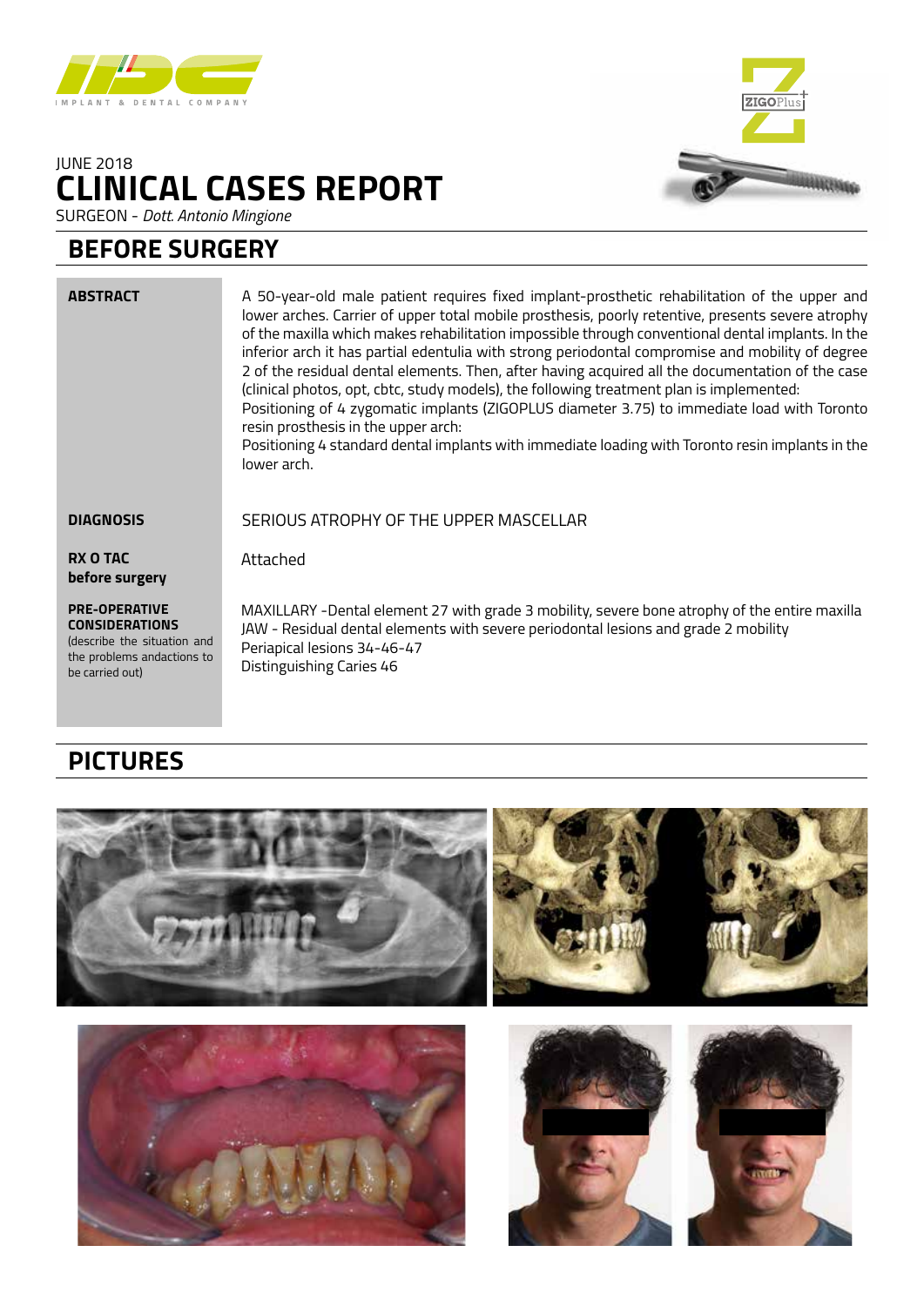JUNE 2018

# CLINICAL CASES REPORT

SURGEON - *Dott. Antonio Mingione*

## BEFORE SURGERY

**ABSTRACT**

A 50-year-old male patient requires fixed implant-prosthetic rehabilitation of the upper and lower arches. Carrier of upper total mobile prosthesis, poorly retentive, presents severe atrophy of the maxilla which makes rehabilitation impossible through conventional dental implants. In the inferior arch it has partial edentulia with strong periodontal compromise and mobility of degree 2 of the residual dental elements. Then, after having acquired all the documentation of the case (clinical photos, opt, cbtc, study models), the following treatment plan is implemented:
Positioning of 4 zygomatic implants (ZIGOPLUS diameter 3.75) to immediate load with Toronto resin prosthesis in the upper arch:
Positioning 4 standard dental implants with immediate loading with Toronto resin implants in the lower arch.

**DIAGNOSIS**

SERIOUS ATROPHY OF THE UPPER MASCELLAR

**RX O TAC before surgery**

Attached

**PRE-OPERATIVE CONSIDERATIONS**
(describe the situation and the problems andactions to be carried out)

MAXILLARY -Dental element 27 with grade 3 mobility, severe bone atrophy of the entire maxilla
JAW - Residual dental elements with severe periodontal lesions and grade 2 mobility
Periapical lesions 34-46-47
Distinguishing Caries 46

## PICTURES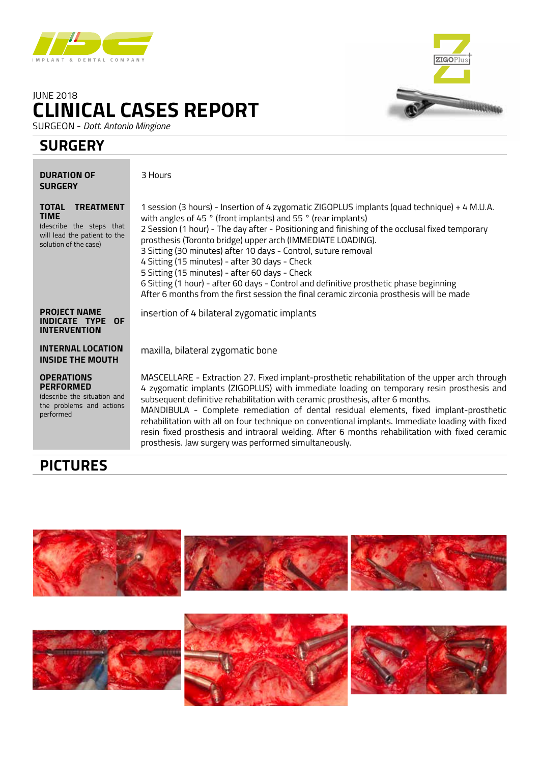IMPLANT & DENTAL COMPANY

JUNE 2018

# CLINICAL CASES REPORT

SURGEON - *Dott. Antonio Mingione*

## SURGERY

| | |
|---|---|
| **DURATION OF SURGERY** | 3 Hours |
| **TOTAL TREATMENT TIME** (describe the steps that will lead the patient to the solution of the case) | 1 session (3 hours) - Insertion of 4 zygomatic ZIGOPLUS implants (quad technique) + 4 M.U.A. with angles of 45 ° (front implants) and 55 ° (rear implants)<br>2 Session (1 hour) - The day after - Positioning and finishing of the occlusal fixed temporary prosthesis (Toronto bridge) upper arch (IMMEDIATE LOADING).<br>3 Sitting (30 minutes) after 10 days - Control, suture removal<br>4 Sitting (15 minutes) - after 30 days - Check<br>5 Sitting (15 minutes) - after 60 days - Check<br>6 Sitting (1 hour) - after 60 days - Control and definitive prosthetic phase beginning<br>After 6 months from the first session the final ceramic zirconia prosthesis will be made |
| **PROJECT NAME INDICATE TYPE OF INTERVENTION** | insertion of 4 bilateral zygomatic implants |
| **INTERNAL LOCATION INSIDE THE MOUTH** | maxilla, bilateral zygomatic bone |
| **OPERATIONS PERFORMED** (describe the situation and the problems and actions performed | MASCELLARE - Extraction 27. Fixed implant-prosthetic rehabilitation of the upper arch through 4 zygomatic implants (ZIGOPLUS) with immediate loading on temporary resin prosthesis and subsequent definitive rehabilitation with ceramic prosthesis, after 6 months.<br>MANDIBULA - Complete remediation of dental residual elements, fixed implant-prosthetic rehabilitation with all on four technique on conventional implants. Immediate loading with fixed resin fixed prosthesis and intraoral welding. After 6 months rehabilitation with fixed ceramic prosthesis. Jaw surgery was performed simultaneously. |

## PICTURES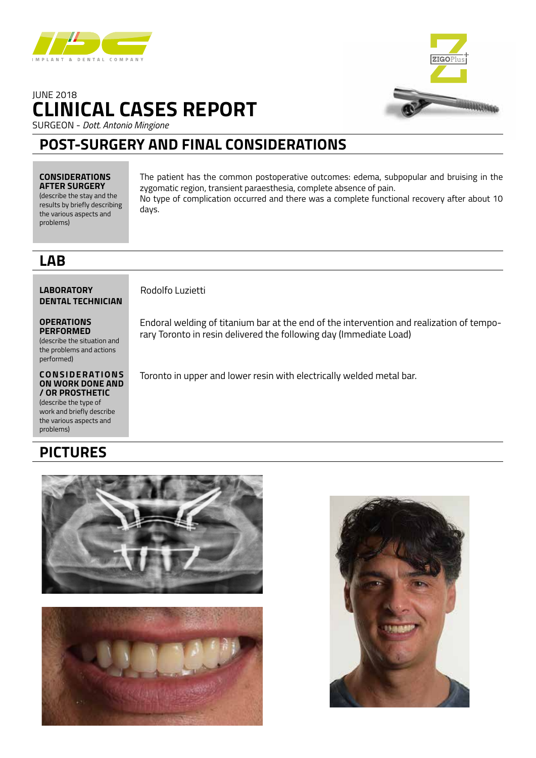JUNE 2018

# CLINICAL CASES REPORT

SURGEON - *Dott. Antonio Mingione*

## POST-SURGERY AND FINAL CONSIDERATIONS

**CONSIDERATIONS AFTER SURGERY**
(describe the stay and the results by briefly describing the various aspects and problems)

The patient has the common postoperative outcomes: edema, subpopular and bruising in the zygomatic region, transient paraesthesia, complete absence of pain.
No type of complication occurred and there was a complete functional recovery after about 10 days.

## LAB

**LABORATORY DENTAL TECHNICIAN**

Rodolfo Luzietti

**OPERATIONS PERFORMED**
(describe the situation and the problems and actions performed)

Endoral welding of titanium bar at the end of the intervention and realization of temporary Toronto in resin delivered the following day (Immediate Load)

**CONSIDERATIONS ON WORK DONE AND / OR PROSTHETIC**
(describe the type of work and briefly describe the various aspects and problems)

Toronto in upper and lower resin with electrically welded metal bar.

## PICTURES